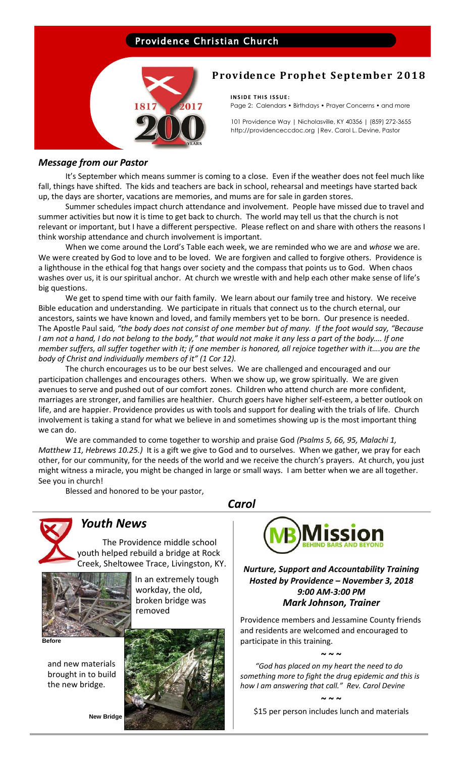Providence Christian Church

# Providence Prophet September 2018

**INSIDE THIS ISSUE:**
Page 2: Calendars • Birthdays • Prayer Concerns • and more

101 Providence Way | Nicholasville, KY 40356 | (859) 272-3655
http://providenceccdoc.org | Rev. Carol L. Devine, Pastor

## *Message from our Pastor*

It's September which means summer is coming to a close. Even if the weather does not feel much like fall, things have shifted. The kids and teachers are back in school, rehearsal and meetings have started back up, the days are shorter, vacations are memories, and mums are for sale in garden stores.

Summer schedules impact church attendance and involvement. People have missed due to travel and summer activities but now it is time to get back to church. The world may tell us that the church is not relevant or important, but I have a different perspective. Please reflect on and share with others the reasons I think worship attendance and church involvement is important.

When we come around the Lord's Table each week, we are reminded who we are and *whose* we are. We were created by God to love and to be loved. We are forgiven and called to forgive others. Providence is a lighthouse in the ethical fog that hangs over society and the compass that points us to God. When chaos washes over us, it is our spiritual anchor. At church we wrestle with and help each other make sense of life's big questions.

We get to spend time with our faith family. We learn about our family tree and history. We receive Bible education and understanding. We participate in rituals that connect us to the church eternal, our ancestors, saints we have known and loved, and family members yet to be born. Our presence is needed. The Apostle Paul said, *"the body does not consist of one member but of many. If the foot would say, "Because I am not a hand, I do not belong to the body," that would not make it any less a part of the body…. If one member suffers, all suffer together with it; if one member is honored, all rejoice together with it….you are the body of Christ and individually members of it" (1 Cor 12).*

The church encourages us to be our best selves. We are challenged and encouraged and our participation challenges and encourages others. When we show up, we grow spiritually. We are given avenues to serve and pushed out of our comfort zones. Children who attend church are more confident, marriages are stronger, and families are healthier. Church goers have higher self-esteem, a better outlook on life, and are happier. Providence provides us with tools and support for dealing with the trials of life. Church involvement is taking a stand for what we believe in and sometimes showing up is the most important thing we can do.

We are commanded to come together to worship and praise God *(Psalms 5, 66, 95, Malachi 1, Matthew 11, Hebrews 10.25.)* It is a gift we give to God and to ourselves. When we gather, we pray for each other, for our community, for the needs of the world and we receive the church's prayers. At church, you just might witness a miracle, you might be changed in large or small ways. I am better when we are all together. See you in church!

Blessed and honored to be your pastor,

***Carol***

## *Youth News*

The Providence middle school youth helped rebuild a bridge at Rock Creek, Sheltowee Trace, Livingston, KY.

In an extremely tough workday, the old, broken bridge was removed

**Before**

and new materials brought in to build the new bridge.

**New Bridge**

## Mission — Behind Bars and Beyond

***Nurture, Support and Accountability Training***
***Hosted by Providence – November 3, 2018***
***9:00 AM-3:00 PM***
***Mark Johnson, Trainer***

Providence members and Jessamine County friends and residents are welcomed and encouraged to participate in this training.

~ ~ ~

*"God has placed on my heart the need to do something more to fight the drug epidemic and this is how I am answering that call." Rev. Carol Devine*

~ ~ ~

$15 per person includes lunch and materials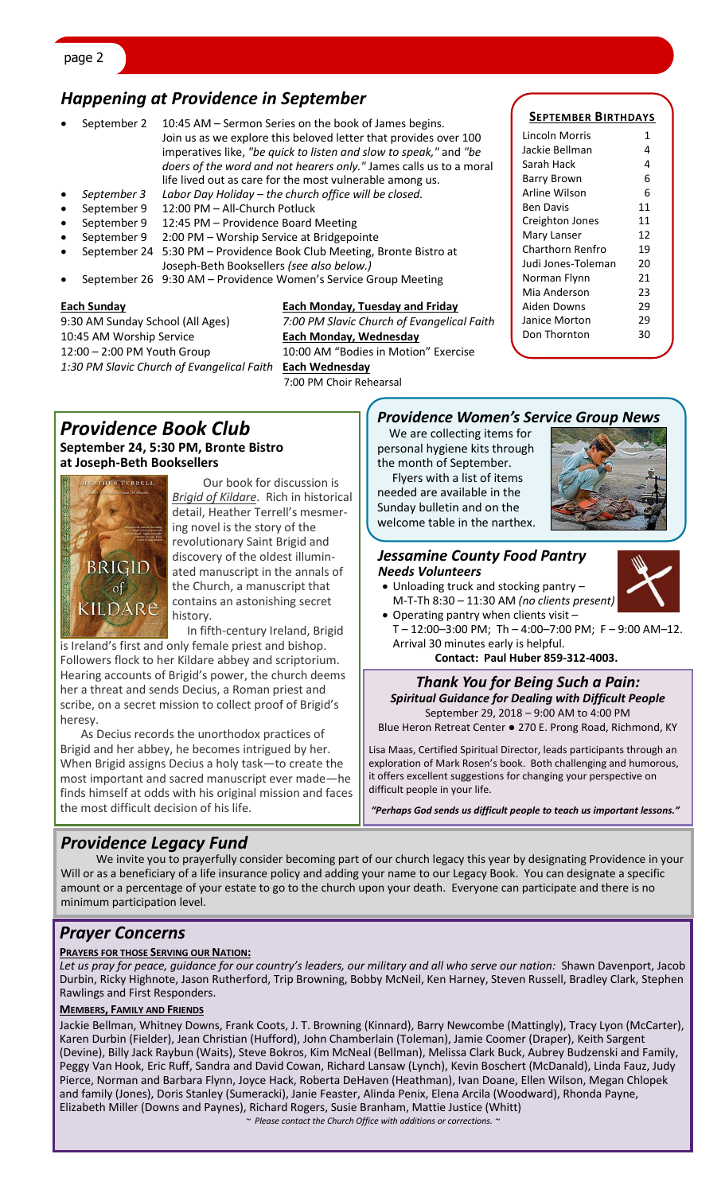## Happening at Providence in September

- September 2 — 10:45 AM – Sermon Series on the book of James begins. Join us as we explore this beloved letter that provides over 100 imperatives like, *"be quick to listen and slow to speak,"* and *"be doers of the word and not hearers only."* James calls us to a moral life lived out as care for the most vulnerable among us.
- *September 3 — Labor Day Holiday – the church office will be closed.*
- September 9 — 12:00 PM – All-Church Potluck
- September 9 — 12:45 PM – Providence Board Meeting
- September 9 — 2:00 PM – Worship Service at Bridgepointe
- September 24 — 5:30 PM – Providence Book Club Meeting, Bronte Bistro at Joseph-Beth Booksellers *(see also below.)*
- September 26 — 9:30 AM – Providence Women's Service Group Meeting

**Each Sunday**
9:30 AM Sunday School (All Ages)
10:45 AM Worship Service
12:00 – 2:00 PM Youth Group
*1:30 PM Slavic Church of Evangelical Faith*

**Each Monday, Tuesday and Friday**
*7:00 PM Slavic Church of Evangelical Faith*

**Each Monday, Wednesday**
10:00 AM "Bodies in Motion" Exercise

**Each Wednesday**
7:00 PM Choir Rehearsal

### September Birthdays

| | |
|---|---|
| Lincoln Morris | 1 |
| Jackie Bellman | 4 |
| Sarah Hack | 4 |
| Barry Brown | 6 |
| Arline Wilson | 6 |
| Ben Davis | 11 |
| Creighton Jones | 11 |
| Mary Lanser | 12 |
| Charthorn Renfro | 19 |
| Judi Jones-Toleman | 20 |
| Norman Flynn | 21 |
| Mia Anderson | 23 |
| Aiden Downs | 29 |
| Janice Morton | 29 |
| Don Thornton | 30 |

## Providence Book Club

**September 24, 5:30 PM, Bronte Bistro at Joseph-Beth Booksellers**

Our book for discussion is *Brigid of Kildare*. Rich in historical detail, Heather Terrell's mesmerizing novel is the story of the revolutionary Saint Brigid and discovery of the oldest illuminated manuscript in the annals of the Church, a manuscript that contains an astonishing secret history.

In fifth-century Ireland, Brigid is Ireland's first and only female priest and bishop. Followers flock to her Kildare abbey and scriptorium. Hearing accounts of Brigid's power, the church deems her a threat and sends Decius, a Roman priest and scribe, on a secret mission to collect proof of Brigid's heresy.

As Decius records the unorthodox practices of Brigid and her abbey, he becomes intrigued by her. When Brigid assigns Decius a holy task—to create the most important and sacred manuscript ever made—he finds himself at odds with his original mission and faces the most difficult decision of his life.

## Providence Women's Service Group News

We are collecting items for personal hygiene kits through the month of September.

Flyers with a list of items needed are available in the Sunday bulletin and on the welcome table in the narthex.

## Jessamine County Food Pantry Needs Volunteers

- Unloading truck and stocking pantry – M-T-Th 8:30 – 11:30 AM *(no clients present)*
- Operating pantry when clients visit – T – 12:00–3:00 PM; Th – 4:00–7:00 PM; F – 9:00 AM–12. Arrival 30 minutes early is helpful.

**Contact: Paul Huber 859-312-4003.**

## Thank You for Being Such a Pain:

***Spiritual Guidance for Dealing with Difficult People***

September 29, 2018 – 9:00 AM to 4:00 PM
Blue Heron Retreat Center ● 270 E. Prong Road, Richmond, KY

Lisa Maas, Certified Spiritual Director, leads participants through an exploration of Mark Rosen's book. Both challenging and humorous, it offers excellent suggestions for changing your perspective on difficult people in your life.

***"Perhaps God sends us difficult people to teach us important lessons."***

## Providence Legacy Fund

We invite you to prayerfully consider becoming part of our church legacy this year by designating Providence in your Will or as a beneficiary of a life insurance policy and adding your name to our Legacy Book. You can designate a specific amount or a percentage of your estate to go to the church upon your death. Everyone can participate and there is no minimum participation level.

## Prayer Concerns

**Prayers for those Serving our Nation:**

*Let us pray for peace, guidance for our country's leaders, our military and all who serve our nation:* Shawn Davenport, Jacob Durbin, Ricky Highnote, Jason Rutherford, Trip Browning, Bobby McNeil, Ken Harney, Steven Russell, Bradley Clark, Stephen Rawlings and First Responders.

**Members, Family and Friends**

Jackie Bellman, Whitney Downs, Frank Coots, J. T. Browning (Kinnard), Barry Newcombe (Mattingly), Tracy Lyon (McCarter), Karen Durbin (Fielder), Jean Christian (Hufford), John Chamberlain (Toleman), Jamie Coomer (Draper), Keith Sargent (Devine), Billy Jack Raybun (Waits), Steve Bokros, Kim McNeal (Bellman), Melissa Clark Buck, Aubrey Budzenski and Family, Peggy Van Hook, Eric Ruff, Sandra and David Cowan, Richard Lansaw (Lynch), Kevin Boschert (McDanald), Linda Fauz, Judy Pierce, Norman and Barbara Flynn, Joyce Hack, Roberta DeHaven (Heathman), Ivan Doane, Ellen Wilson, Megan Chlopek and family (Jones), Doris Stanley (Sumeracki), Janie Feaster, Alinda Penix, Elena Arcila (Woodward), Rhonda Payne, Elizabeth Miller (Downs and Paynes), Richard Rogers, Susie Branham, Mattie Justice (Whitt)

*~ Please contact the Church Office with additions or corrections. ~*